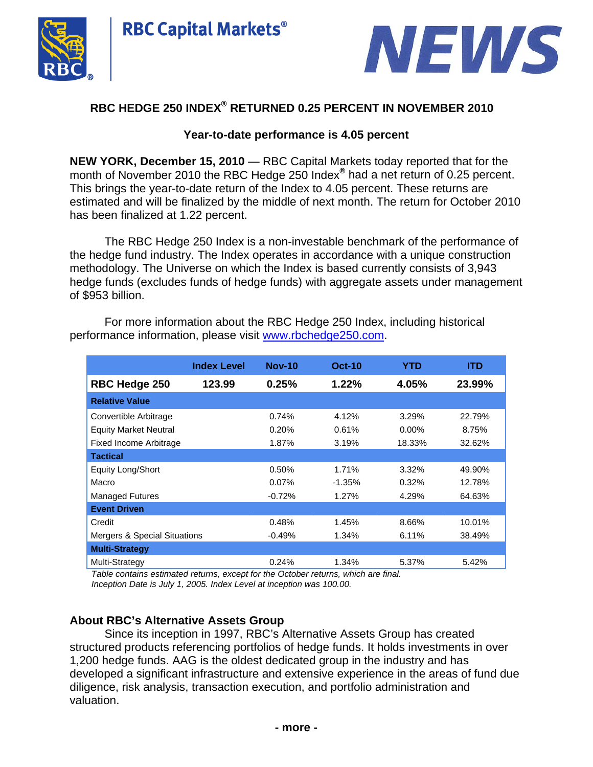RBC Capital Markets®

NEWS

## RBC HEDGE 250 INDEX® RETURNED 0.25 PERCENT IN NOVEMBER 2010

### Year-to-date performance is 4.05 percent

**NEW YORK, December 15, 2010** — RBC Capital Markets today reported that for the month of November 2010 the RBC Hedge 250 Index® had a net return of 0.25 percent. This brings the year-to-date return of the Index to 4.05 percent. These returns are estimated and will be finalized by the middle of next month. The return for October 2010 has been finalized at 1.22 percent.

The RBC Hedge 250 Index is a non-investable benchmark of the performance of the hedge fund industry. The Index operates in accordance with a unique construction methodology. The Universe on which the Index is based currently consists of 3,943 hedge funds (excludes funds of hedge funds) with aggregate assets under management of $953 billion.

For more information about the RBC Hedge 250 Index, including historical performance information, please visit www.rbchedge250.com.

| | Index Level | Nov-10 | Oct-10 | YTD | ITD |
|---|---|---|---|---|---|
| **RBC Hedge 250** | **123.99** | **0.25%** | **1.22%** | **4.05%** | **23.99%** |
| **Relative Value** | | | | | |
| Convertible Arbitrage | | 0.74% | 4.12% | 3.29% | 22.79% |
| Equity Market Neutral | | 0.20% | 0.61% | 0.00% | 8.75% |
| Fixed Income Arbitrage | | 1.87% | 3.19% | 18.33% | 32.62% |
| **Tactical** | | | | | |
| Equity Long/Short | | 0.50% | 1.71% | 3.32% | 49.90% |
| Macro | | 0.07% | -1.35% | 0.32% | 12.78% |
| Managed Futures | | -0.72% | 1.27% | 4.29% | 64.63% |
| **Event Driven** | | | | | |
| Credit | | 0.48% | 1.45% | 8.66% | 10.01% |
| Mergers & Special Situations | | -0.49% | 1.34% | 6.11% | 38.49% |
| **Multi-Strategy** | | | | | |
| Multi-Strategy | | 0.24% | 1.34% | 5.37% | 5.42% |

*Table contains estimated returns, except for the October returns, which are final.*
*Inception Date is July 1, 2005. Index Level at inception was 100.00.*

### About RBC's Alternative Assets Group

Since its inception in 1997, RBC's Alternative Assets Group has created structured products referencing portfolios of hedge funds. It holds investments in over 1,200 hedge funds. AAG is the oldest dedicated group in the industry and has developed a significant infrastructure and extensive experience in the areas of fund due diligence, risk analysis, transaction execution, and portfolio administration and valuation.

- more -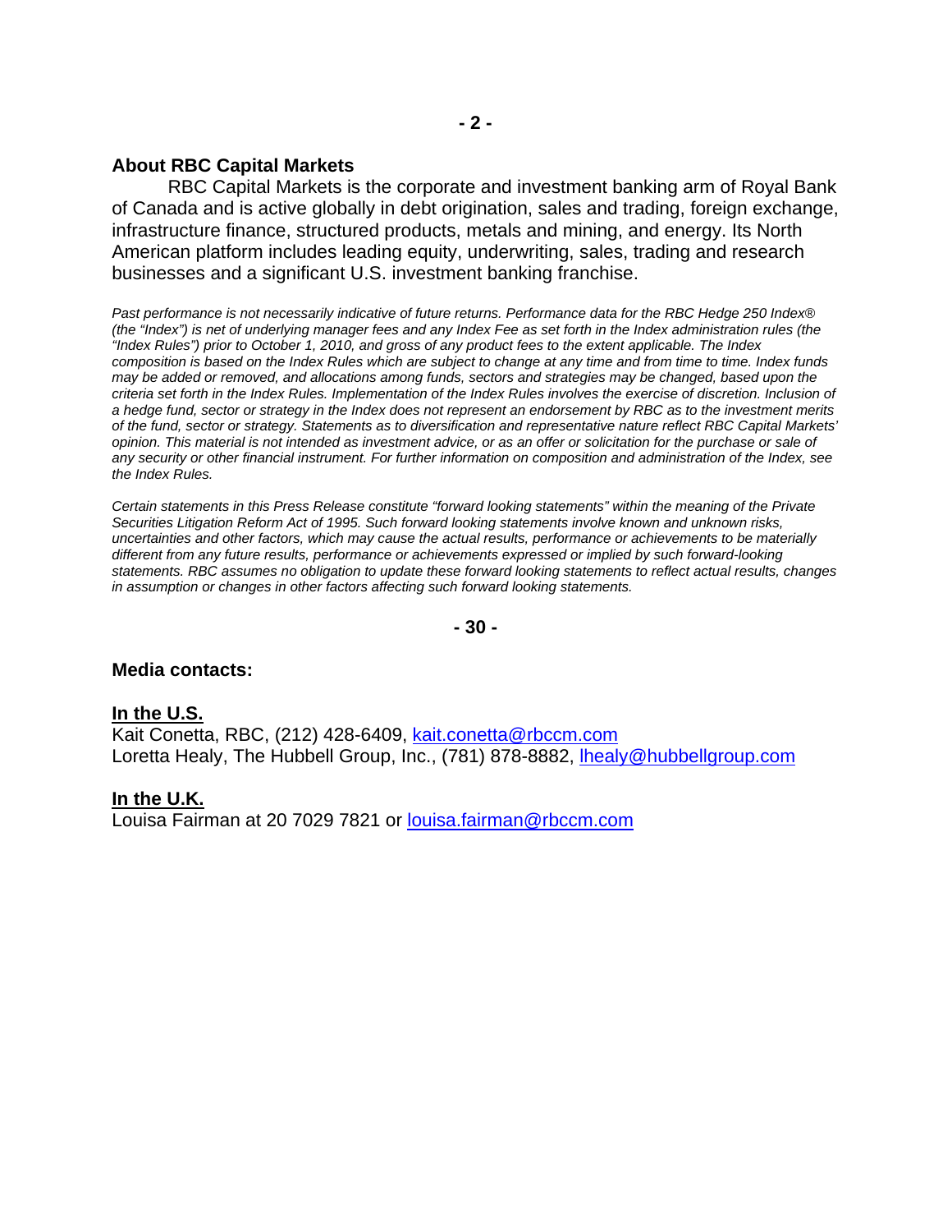## About RBC Capital Markets

RBC Capital Markets is the corporate and investment banking arm of Royal Bank of Canada and is active globally in debt origination, sales and trading, foreign exchange, infrastructure finance, structured products, metals and mining, and energy. Its North American platform includes leading equity, underwriting, sales, trading and research businesses and a significant U.S. investment banking franchise.

*Past performance is not necessarily indicative of future returns. Performance data for the RBC Hedge 250 Index® (the "Index") is net of underlying manager fees and any Index Fee as set forth in the Index administration rules (the "Index Rules") prior to October 1, 2010, and gross of any product fees to the extent applicable. The Index composition is based on the Index Rules which are subject to change at any time and from time to time. Index funds may be added or removed, and allocations among funds, sectors and strategies may be changed, based upon the criteria set forth in the Index Rules. Implementation of the Index Rules involves the exercise of discretion. Inclusion of a hedge fund, sector or strategy in the Index does not represent an endorsement by RBC as to the investment merits of the fund, sector or strategy. Statements as to diversification and representative nature reflect RBC Capital Markets' opinion. This material is not intended as investment advice, or as an offer or solicitation for the purchase or sale of any security or other financial instrument. For further information on composition and administration of the Index, see the Index Rules.*

*Certain statements in this Press Release constitute "forward looking statements" within the meaning of the Private Securities Litigation Reform Act of 1995. Such forward looking statements involve known and unknown risks, uncertainties and other factors, which may cause the actual results, performance or achievements to be materially different from any future results, performance or achievements expressed or implied by such forward-looking statements. RBC assumes no obligation to update these forward looking statements to reflect actual results, changes in assumption or changes in other factors affecting such forward looking statements.*

**- 30 -**

**Media contacts:**

**In the U.S.**

Kait Conetta, RBC, (212) 428-6409, kait.conetta@rbccm.com
Loretta Healy, The Hubbell Group, Inc., (781) 878-8882, lhealy@hubbellgroup.com

**In the U.K.**

Louisa Fairman at 20 7029 7821 or louisa.fairman@rbccm.com